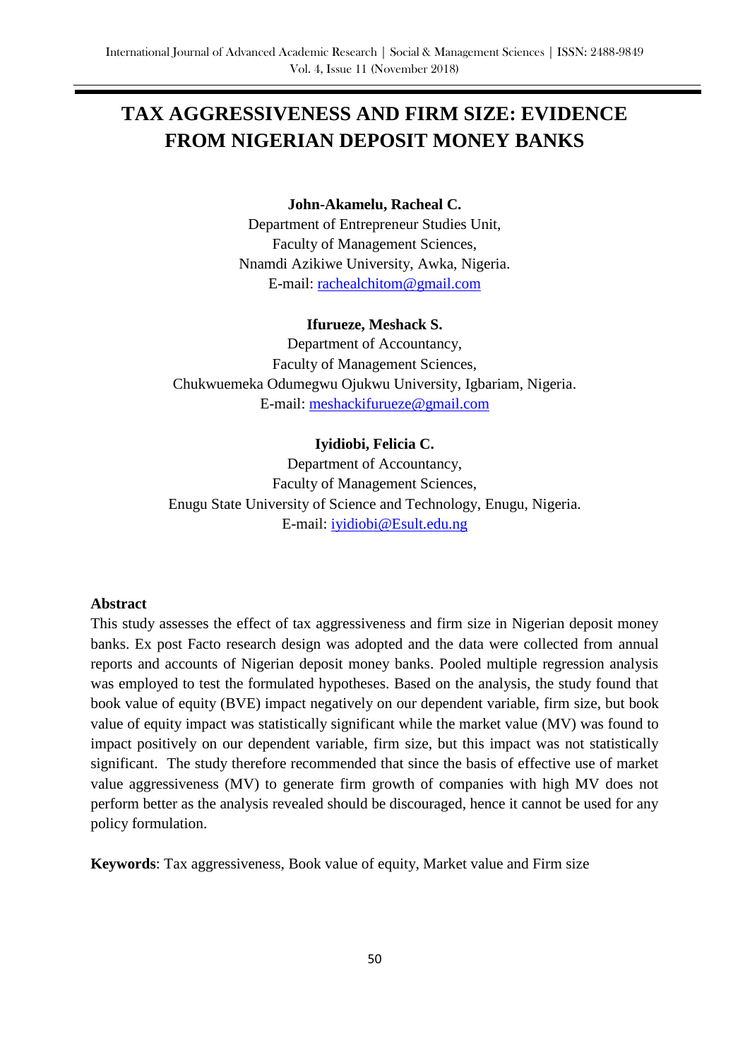# TAX AGGRESSIVENESS AND FIRM SIZE: EVIDENCE FROM NIGERIAN DEPOSIT MONEY BANKS

**John-Akamelu, Racheal C.**

Department of Entrepreneur Studies Unit,
Faculty of Management Sciences,
Nnamdi Azikiwe University, Awka, Nigeria.
E-mail: rachealchitom@gmail.com

**Ifurueze, Meshack S.**

Department of Accountancy,
Faculty of Management Sciences,
Chukwuemeka Odumegwu Ojukwu University, Igbariam, Nigeria.
E-mail: meshackifurueze@gmail.com

**Iyidiobi, Felicia C.**

Department of Accountancy,
Faculty of Management Sciences,
Enugu State University of Science and Technology, Enugu, Nigeria.
E-mail: iyidiobi@Esult.edu.ng

## Abstract

This study assesses the effect of tax aggressiveness and firm size in Nigerian deposit money banks. Ex post Facto research design was adopted and the data were collected from annual reports and accounts of Nigerian deposit money banks. Pooled multiple regression analysis was employed to test the formulated hypotheses. Based on the analysis, the study found that book value of equity (BVE) impact negatively on our dependent variable, firm size, but book value of equity impact was statistically significant while the market value (MV) was found to impact positively on our dependent variable, firm size, but this impact was not statistically significant. The study therefore recommended that since the basis of effective use of market value aggressiveness (MV) to generate firm growth of companies with high MV does not perform better as the analysis revealed should be discouraged, hence it cannot be used for any policy formulation.

**Keywords**: Tax aggressiveness, Book value of equity, Market value and Firm size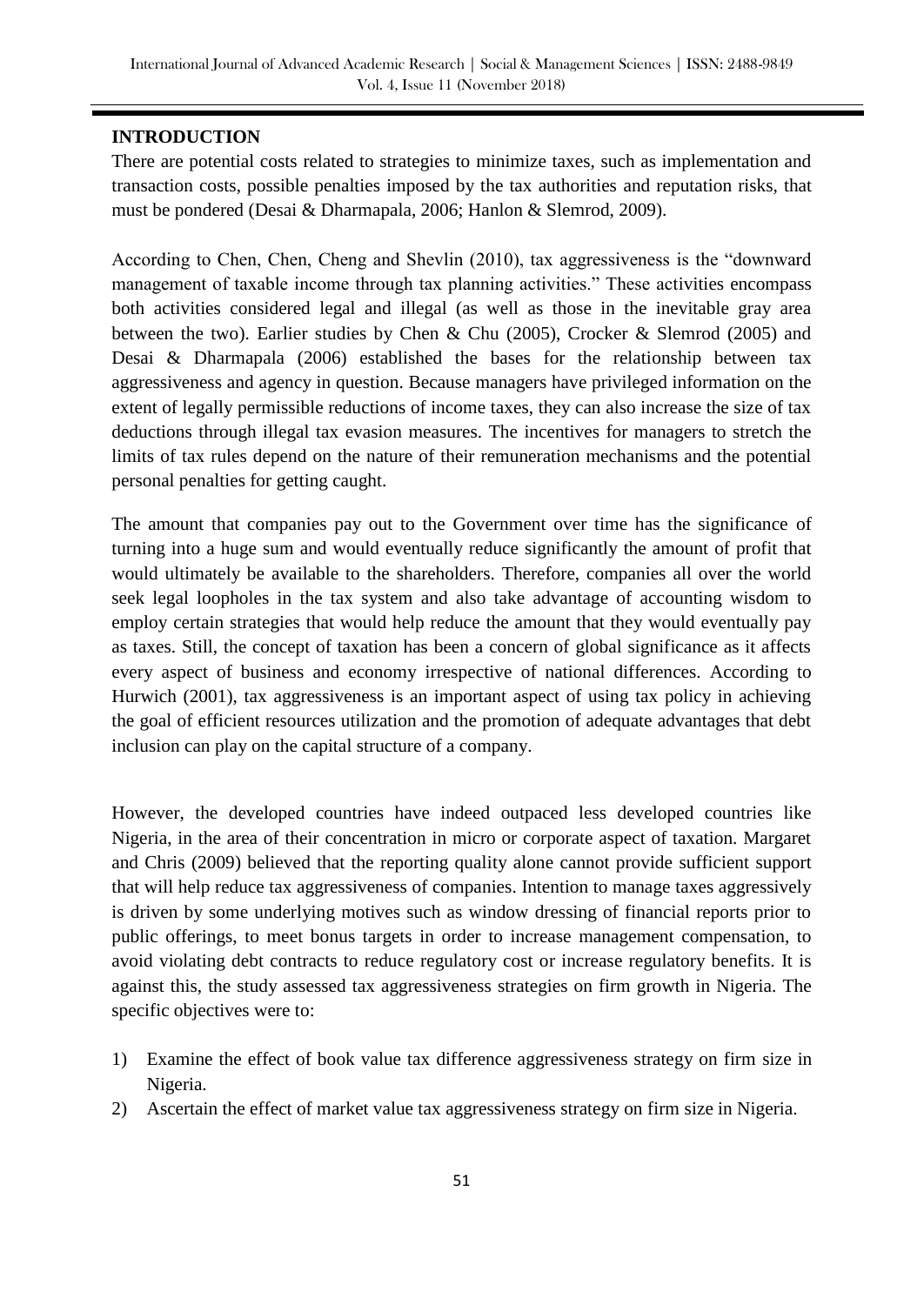## INTRODUCTION

There are potential costs related to strategies to minimize taxes, such as implementation and transaction costs, possible penalties imposed by the tax authorities and reputation risks, that must be pondered (Desai & Dharmapala, 2006; Hanlon & Slemrod, 2009).

According to Chen, Chen, Cheng and Shevlin (2010), tax aggressiveness is the "downward management of taxable income through tax planning activities." These activities encompass both activities considered legal and illegal (as well as those in the inevitable gray area between the two). Earlier studies by Chen & Chu (2005), Crocker & Slemrod (2005) and Desai & Dharmapala (2006) established the bases for the relationship between tax aggressiveness and agency in question. Because managers have privileged information on the extent of legally permissible reductions of income taxes, they can also increase the size of tax deductions through illegal tax evasion measures. The incentives for managers to stretch the limits of tax rules depend on the nature of their remuneration mechanisms and the potential personal penalties for getting caught.

The amount that companies pay out to the Government over time has the significance of turning into a huge sum and would eventually reduce significantly the amount of profit that would ultimately be available to the shareholders. Therefore, companies all over the world seek legal loopholes in the tax system and also take advantage of accounting wisdom to employ certain strategies that would help reduce the amount that they would eventually pay as taxes. Still, the concept of taxation has been a concern of global significance as it affects every aspect of business and economy irrespective of national differences. According to Hurwich (2001), tax aggressiveness is an important aspect of using tax policy in achieving the goal of efficient resources utilization and the promotion of adequate advantages that debt inclusion can play on the capital structure of a company.

However, the developed countries have indeed outpaced less developed countries like Nigeria, in the area of their concentration in micro or corporate aspect of taxation. Margaret and Chris (2009) believed that the reporting quality alone cannot provide sufficient support that will help reduce tax aggressiveness of companies. Intention to manage taxes aggressively is driven by some underlying motives such as window dressing of financial reports prior to public offerings, to meet bonus targets in order to increase management compensation, to avoid violating debt contracts to reduce regulatory cost or increase regulatory benefits. It is against this, the study assessed tax aggressiveness strategies on firm growth in Nigeria. The specific objectives were to:

1) Examine the effect of book value tax difference aggressiveness strategy on firm size in Nigeria.
2) Ascertain the effect of market value tax aggressiveness strategy on firm size in Nigeria.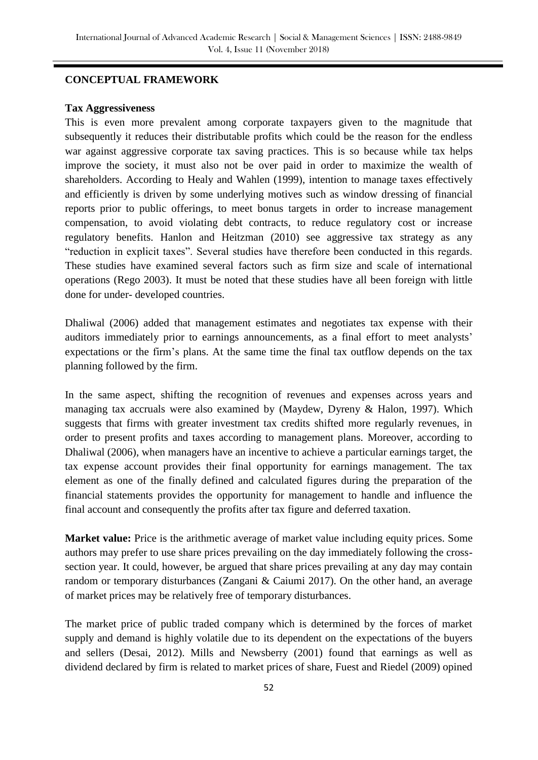## CONCEPTUAL FRAMEWORK

### Tax Aggressiveness

This is even more prevalent among corporate taxpayers given to the magnitude that subsequently it reduces their distributable profits which could be the reason for the endless war against aggressive corporate tax saving practices. This is so because while tax helps improve the society, it must also not be over paid in order to maximize the wealth of shareholders. According to Healy and Wahlen (1999), intention to manage taxes effectively and efficiently is driven by some underlying motives such as window dressing of financial reports prior to public offerings, to meet bonus targets in order to increase management compensation, to avoid violating debt contracts, to reduce regulatory cost or increase regulatory benefits. Hanlon and Heitzman (2010) see aggressive tax strategy as any "reduction in explicit taxes". Several studies have therefore been conducted in this regards. These studies have examined several factors such as firm size and scale of international operations (Rego 2003). It must be noted that these studies have all been foreign with little done for under- developed countries.

Dhaliwal (2006) added that management estimates and negotiates tax expense with their auditors immediately prior to earnings announcements, as a final effort to meet analysts' expectations or the firm's plans. At the same time the final tax outflow depends on the tax planning followed by the firm.

In the same aspect, shifting the recognition of revenues and expenses across years and managing tax accruals were also examined by (Maydew, Dyreny & Halon, 1997). Which suggests that firms with greater investment tax credits shifted more regularly revenues, in order to present profits and taxes according to management plans. Moreover, according to Dhaliwal (2006), when managers have an incentive to achieve a particular earnings target, the tax expense account provides their final opportunity for earnings management. The tax element as one of the finally defined and calculated figures during the preparation of the financial statements provides the opportunity for management to handle and influence the final account and consequently the profits after tax figure and deferred taxation.

**Market value:** Price is the arithmetic average of market value including equity prices. Some authors may prefer to use share prices prevailing on the day immediately following the cross-section year. It could, however, be argued that share prices prevailing at any day may contain random or temporary disturbances (Zangani & Caiumi 2017). On the other hand, an average of market prices may be relatively free of temporary disturbances.

The market price of public traded company which is determined by the forces of market supply and demand is highly volatile due to its dependent on the expectations of the buyers and sellers (Desai, 2012). Mills and Newsberry (2001) found that earnings as well as dividend declared by firm is related to market prices of share, Fuest and Riedel (2009) opined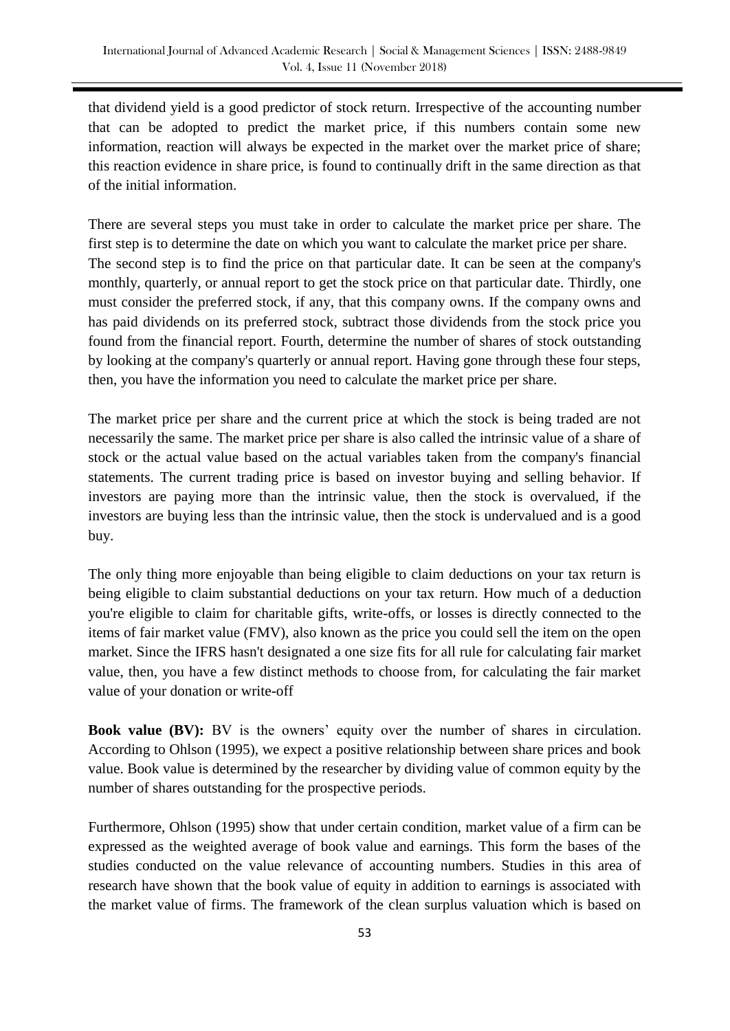that dividend yield is a good predictor of stock return. Irrespective of the accounting number that can be adopted to predict the market price, if this numbers contain some new information, reaction will always be expected in the market over the market price of share; this reaction evidence in share price, is found to continually drift in the same direction as that of the initial information.

There are several steps you must take in order to calculate the market price per share. The first step is to determine the date on which you want to calculate the market price per share. The second step is to find the price on that particular date. It can be seen at the company's monthly, quarterly, or annual report to get the stock price on that particular date. Thirdly, one must consider the preferred stock, if any, that this company owns. If the company owns and has paid dividends on its preferred stock, subtract those dividends from the stock price you found from the financial report. Fourth, determine the number of shares of stock outstanding by looking at the company's quarterly or annual report. Having gone through these four steps, then, you have the information you need to calculate the market price per share.

The market price per share and the current price at which the stock is being traded are not necessarily the same. The market price per share is also called the intrinsic value of a share of stock or the actual value based on the actual variables taken from the company's financial statements. The current trading price is based on investor buying and selling behavior. If investors are paying more than the intrinsic value, then the stock is overvalued, if the investors are buying less than the intrinsic value, then the stock is undervalued and is a good buy.

The only thing more enjoyable than being eligible to claim deductions on your tax return is being eligible to claim substantial deductions on your tax return. How much of a deduction you're eligible to claim for charitable gifts, write-offs, or losses is directly connected to the items of fair market value (FMV), also known as the price you could sell the item on the open market. Since the IFRS hasn't designated a one size fits for all rule for calculating fair market value, then, you have a few distinct methods to choose from, for calculating the fair market value of your donation or write-off

**Book value (BV):** BV is the owners' equity over the number of shares in circulation. According to Ohlson (1995), we expect a positive relationship between share prices and book value. Book value is determined by the researcher by dividing value of common equity by the number of shares outstanding for the prospective periods.

Furthermore, Ohlson (1995) show that under certain condition, market value of a firm can be expressed as the weighted average of book value and earnings. This form the bases of the studies conducted on the value relevance of accounting numbers. Studies in this area of research have shown that the book value of equity in addition to earnings is associated with the market value of firms. The framework of the clean surplus valuation which is based on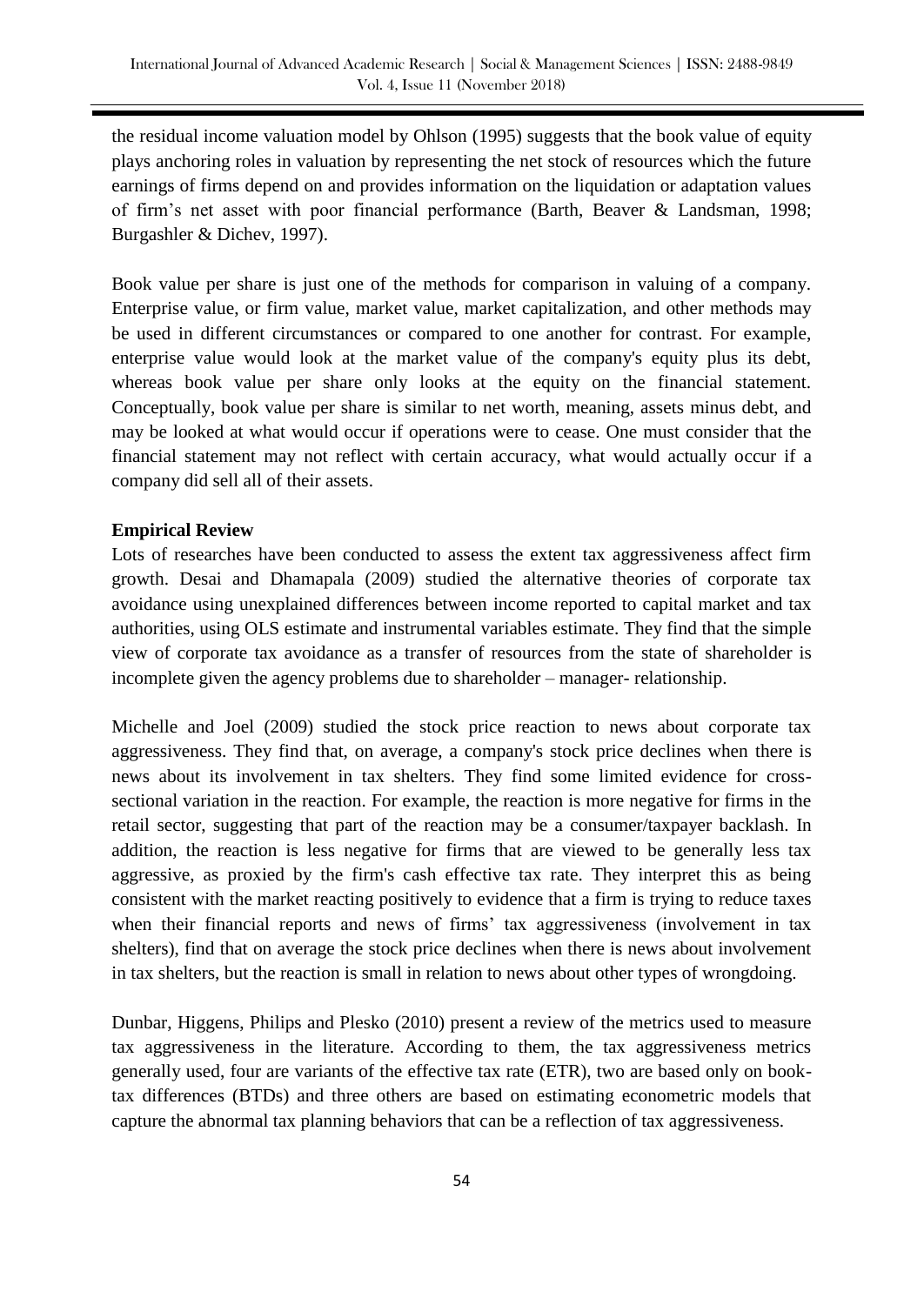the residual income valuation model by Ohlson (1995) suggests that the book value of equity plays anchoring roles in valuation by representing the net stock of resources which the future earnings of firms depend on and provides information on the liquidation or adaptation values of firm's net asset with poor financial performance (Barth, Beaver & Landsman, 1998; Burgashler & Dichev, 1997).

Book value per share is just one of the methods for comparison in valuing of a company. Enterprise value, or firm value, market value, market capitalization, and other methods may be used in different circumstances or compared to one another for contrast. For example, enterprise value would look at the market value of the company's equity plus its debt, whereas book value per share only looks at the equity on the financial statement. Conceptually, book value per share is similar to net worth, meaning, assets minus debt, and may be looked at what would occur if operations were to cease. One must consider that the financial statement may not reflect with certain accuracy, what would actually occur if a company did sell all of their assets.

**Empirical Review**

Lots of researches have been conducted to assess the extent tax aggressiveness affect firm growth. Desai and Dhamapala (2009) studied the alternative theories of corporate tax avoidance using unexplained differences between income reported to capital market and tax authorities, using OLS estimate and instrumental variables estimate. They find that the simple view of corporate tax avoidance as a transfer of resources from the state of shareholder is incomplete given the agency problems due to shareholder – manager- relationship.

Michelle and Joel (2009) studied the stock price reaction to news about corporate tax aggressiveness. They find that, on average, a company's stock price declines when there is news about its involvement in tax shelters. They find some limited evidence for cross-sectional variation in the reaction. For example, the reaction is more negative for firms in the retail sector, suggesting that part of the reaction may be a consumer/taxpayer backlash. In addition, the reaction is less negative for firms that are viewed to be generally less tax aggressive, as proxied by the firm's cash effective tax rate. They interpret this as being consistent with the market reacting positively to evidence that a firm is trying to reduce taxes when their financial reports and news of firms' tax aggressiveness (involvement in tax shelters), find that on average the stock price declines when there is news about involvement in tax shelters, but the reaction is small in relation to news about other types of wrongdoing.

Dunbar, Higgens, Philips and Plesko (2010) present a review of the metrics used to measure tax aggressiveness in the literature. According to them, the tax aggressiveness metrics generally used, four are variants of the effective tax rate (ETR), two are based only on book-tax differences (BTDs) and three others are based on estimating econometric models that capture the abnormal tax planning behaviors that can be a reflection of tax aggressiveness.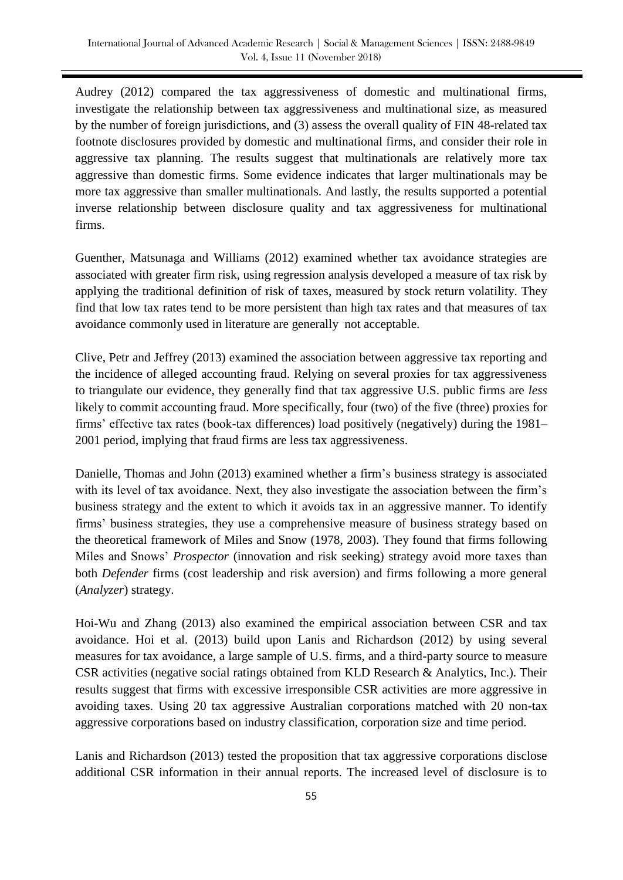Audrey (2012) compared the tax aggressiveness of domestic and multinational firms, investigate the relationship between tax aggressiveness and multinational size, as measured by the number of foreign jurisdictions, and (3) assess the overall quality of FIN 48-related tax footnote disclosures provided by domestic and multinational firms, and consider their role in aggressive tax planning. The results suggest that multinationals are relatively more tax aggressive than domestic firms. Some evidence indicates that larger multinationals may be more tax aggressive than smaller multinationals. And lastly, the results supported a potential inverse relationship between disclosure quality and tax aggressiveness for multinational firms.

Guenther, Matsunaga and Williams (2012) examined whether tax avoidance strategies are associated with greater firm risk, using regression analysis developed a measure of tax risk by applying the traditional definition of risk of taxes, measured by stock return volatility. They find that low tax rates tend to be more persistent than high tax rates and that measures of tax avoidance commonly used in literature are generally not acceptable.

Clive, Petr and Jeffrey (2013) examined the association between aggressive tax reporting and the incidence of alleged accounting fraud. Relying on several proxies for tax aggressiveness to triangulate our evidence, they generally find that tax aggressive U.S. public firms are *less* likely to commit accounting fraud. More specifically, four (two) of the five (three) proxies for firms' effective tax rates (book-tax differences) load positively (negatively) during the 1981–2001 period, implying that fraud firms are less tax aggressiveness.

Danielle, Thomas and John (2013) examined whether a firm's business strategy is associated with its level of tax avoidance. Next, they also investigate the association between the firm's business strategy and the extent to which it avoids tax in an aggressive manner. To identify firms' business strategies, they use a comprehensive measure of business strategy based on the theoretical framework of Miles and Snow (1978, 2003). They found that firms following Miles and Snows' *Prospector* (innovation and risk seeking) strategy avoid more taxes than both *Defender* firms (cost leadership and risk aversion) and firms following a more general (*Analyzer*) strategy.

Hoi-Wu and Zhang (2013) also examined the empirical association between CSR and tax avoidance. Hoi et al. (2013) build upon Lanis and Richardson (2012) by using several measures for tax avoidance, a large sample of U.S. firms, and a third-party source to measure CSR activities (negative social ratings obtained from KLD Research & Analytics, Inc.). Their results suggest that firms with excessive irresponsible CSR activities are more aggressive in avoiding taxes. Using 20 tax aggressive Australian corporations matched with 20 non-tax aggressive corporations based on industry classification, corporation size and time period.

Lanis and Richardson (2013) tested the proposition that tax aggressive corporations disclose additional CSR information in their annual reports. The increased level of disclosure is to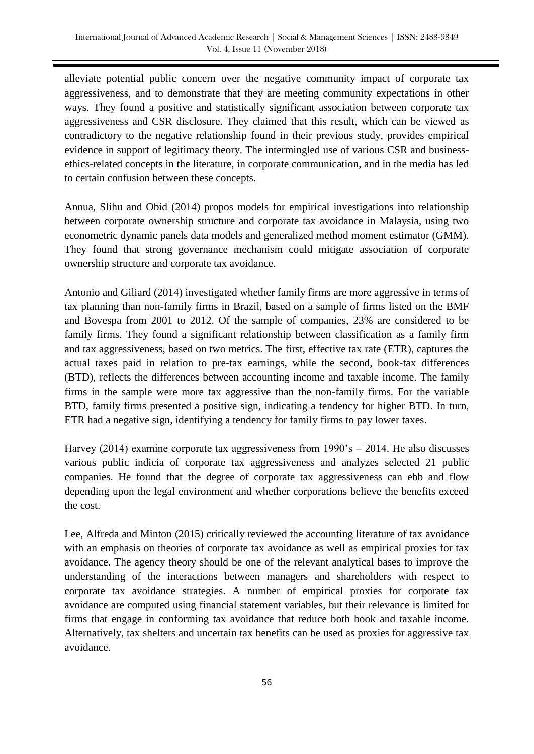alleviate potential public concern over the negative community impact of corporate tax aggressiveness, and to demonstrate that they are meeting community expectations in other ways. They found a positive and statistically significant association between corporate tax aggressiveness and CSR disclosure. They claimed that this result, which can be viewed as contradictory to the negative relationship found in their previous study, provides empirical evidence in support of legitimacy theory. The intermingled use of various CSR and business-ethics-related concepts in the literature, in corporate communication, and in the media has led to certain confusion between these concepts.

Annua, Slihu and Obid (2014) propos models for empirical investigations into relationship between corporate ownership structure and corporate tax avoidance in Malaysia, using two econometric dynamic panels data models and generalized method moment estimator (GMM). They found that strong governance mechanism could mitigate association of corporate ownership structure and corporate tax avoidance.

Antonio and Giliard (2014) investigated whether family firms are more aggressive in terms of tax planning than non-family firms in Brazil, based on a sample of firms listed on the BMF and Bovespa from 2001 to 2012. Of the sample of companies, 23% are considered to be family firms. They found a significant relationship between classification as a family firm and tax aggressiveness, based on two metrics. The first, effective tax rate (ETR), captures the actual taxes paid in relation to pre-tax earnings, while the second, book-tax differences (BTD), reflects the differences between accounting income and taxable income. The family firms in the sample were more tax aggressive than the non-family firms. For the variable BTD, family firms presented a positive sign, indicating a tendency for higher BTD. In turn, ETR had a negative sign, identifying a tendency for family firms to pay lower taxes.

Harvey (2014) examine corporate tax aggressiveness from 1990's – 2014. He also discusses various public indicia of corporate tax aggressiveness and analyzes selected 21 public companies. He found that the degree of corporate tax aggressiveness can ebb and flow depending upon the legal environment and whether corporations believe the benefits exceed the cost.

Lee, Alfreda and Minton (2015) critically reviewed the accounting literature of tax avoidance with an emphasis on theories of corporate tax avoidance as well as empirical proxies for tax avoidance. The agency theory should be one of the relevant analytical bases to improve the understanding of the interactions between managers and shareholders with respect to corporate tax avoidance strategies. A number of empirical proxies for corporate tax avoidance are computed using financial statement variables, but their relevance is limited for firms that engage in conforming tax avoidance that reduce both book and taxable income. Alternatively, tax shelters and uncertain tax benefits can be used as proxies for aggressive tax avoidance.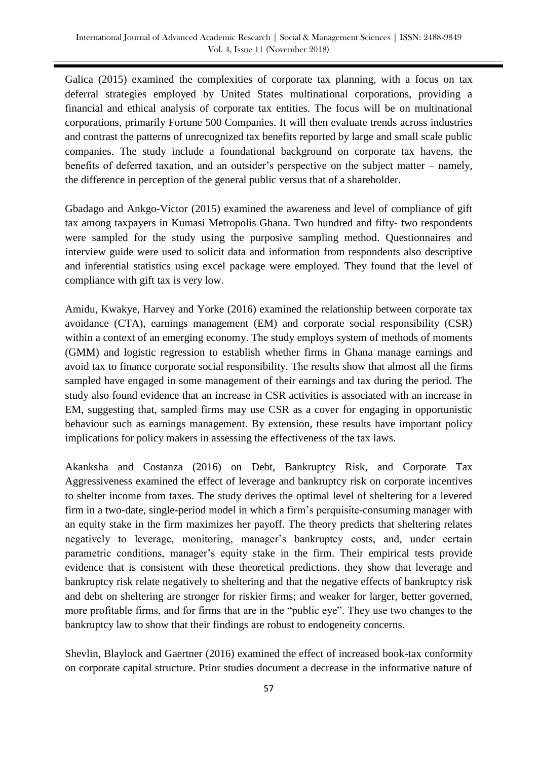Galica (2015) examined the complexities of corporate tax planning, with a focus on tax deferral strategies employed by United States multinational corporations, providing a financial and ethical analysis of corporate tax entities. The focus will be on multinational corporations, primarily Fortune 500 Companies. It will then evaluate trends across industries and contrast the patterns of unrecognized tax benefits reported by large and small scale public companies. The study include a foundational background on corporate tax havens, the benefits of deferred taxation, and an outsider's perspective on the subject matter – namely, the difference in perception of the general public versus that of a shareholder.

Gbadago and Ankgo-Victor (2015) examined the awareness and level of compliance of gift tax among taxpayers in Kumasi Metropolis Ghana. Two hundred and fifty- two respondents were sampled for the study using the purposive sampling method. Questionnaires and interview guide were used to solicit data and information from respondents also descriptive and inferential statistics using excel package were employed. They found that the level of compliance with gift tax is very low.

Amidu, Kwakye, Harvey and Yorke (2016) examined the relationship between corporate tax avoidance (CTA), earnings management (EM) and corporate social responsibility (CSR) within a context of an emerging economy. The study employs system of methods of moments (GMM) and logistic regression to establish whether firms in Ghana manage earnings and avoid tax to finance corporate social responsibility. The results show that almost all the firms sampled have engaged in some management of their earnings and tax during the period. The study also found evidence that an increase in CSR activities is associated with an increase in EM, suggesting that, sampled firms may use CSR as a cover for engaging in opportunistic behaviour such as earnings management. By extension, these results have important policy implications for policy makers in assessing the effectiveness of the tax laws.

Akanksha and Costanza (2016) on Debt, Bankruptcy Risk, and Corporate Tax Aggressiveness examined the effect of leverage and bankruptcy risk on corporate incentives to shelter income from taxes. The study derives the optimal level of sheltering for a levered firm in a two-date, single-period model in which a firm's perquisite-consuming manager with an equity stake in the firm maximizes her payoff. The theory predicts that sheltering relates negatively to leverage, monitoring, manager's bankruptcy costs, and, under certain parametric conditions, manager's equity stake in the firm. Their empirical tests provide evidence that is consistent with these theoretical predictions. they show that leverage and bankruptcy risk relate negatively to sheltering and that the negative effects of bankruptcy risk and debt on sheltering are stronger for riskier firms; and weaker for larger, better governed, more profitable firms, and for firms that are in the "public eye". They use two changes to the bankruptcy law to show that their findings are robust to endogeneity concerns.

Shevlin, Blaylock and Gaertner (2016) examined the effect of increased book-tax conformity on corporate capital structure. Prior studies document a decrease in the informative nature of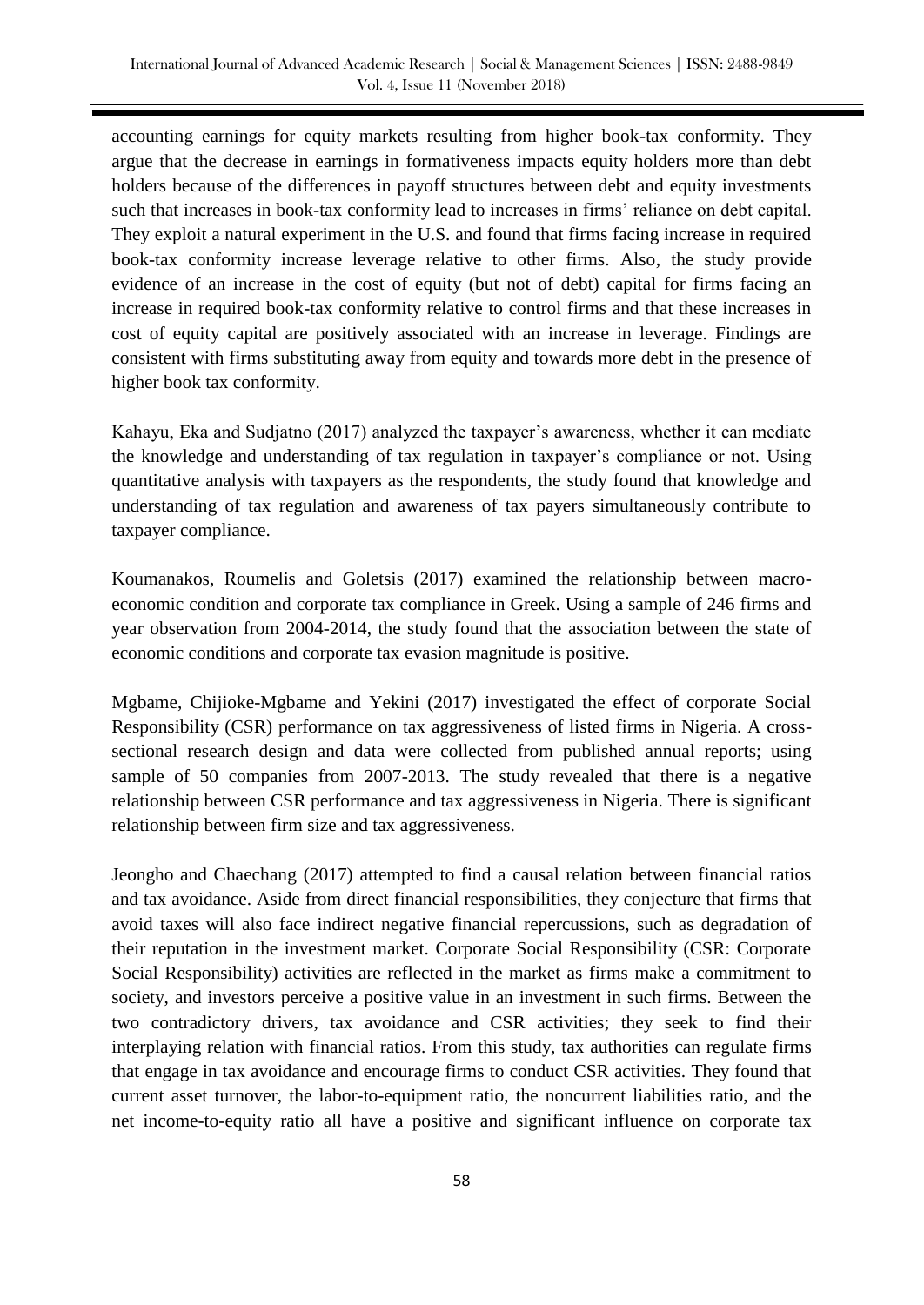accounting earnings for equity markets resulting from higher book-tax conformity. They argue that the decrease in earnings in formativeness impacts equity holders more than debt holders because of the differences in payoff structures between debt and equity investments such that increases in book-tax conformity lead to increases in firms' reliance on debt capital. They exploit a natural experiment in the U.S. and found that firms facing increase in required book-tax conformity increase leverage relative to other firms. Also, the study provide evidence of an increase in the cost of equity (but not of debt) capital for firms facing an increase in required book-tax conformity relative to control firms and that these increases in cost of equity capital are positively associated with an increase in leverage. Findings are consistent with firms substituting away from equity and towards more debt in the presence of higher book tax conformity.

Kahayu, Eka and Sudjatno (2017) analyzed the taxpayer's awareness, whether it can mediate the knowledge and understanding of tax regulation in taxpayer's compliance or not. Using quantitative analysis with taxpayers as the respondents, the study found that knowledge and understanding of tax regulation and awareness of tax payers simultaneously contribute to taxpayer compliance.

Koumanakos, Roumelis and Goletsis (2017) examined the relationship between macro-economic condition and corporate tax compliance in Greek. Using a sample of 246 firms and year observation from 2004-2014, the study found that the association between the state of economic conditions and corporate tax evasion magnitude is positive.

Mgbame, Chijioke-Mgbame and Yekini (2017) investigated the effect of corporate Social Responsibility (CSR) performance on tax aggressiveness of listed firms in Nigeria. A cross-sectional research design and data were collected from published annual reports; using sample of 50 companies from 2007-2013. The study revealed that there is a negative relationship between CSR performance and tax aggressiveness in Nigeria. There is significant relationship between firm size and tax aggressiveness.

Jeongho and Chaechang (2017) attempted to find a causal relation between financial ratios and tax avoidance. Aside from direct financial responsibilities, they conjecture that firms that avoid taxes will also face indirect negative financial repercussions, such as degradation of their reputation in the investment market. Corporate Social Responsibility (CSR: Corporate Social Responsibility) activities are reflected in the market as firms make a commitment to society, and investors perceive a positive value in an investment in such firms. Between the two contradictory drivers, tax avoidance and CSR activities; they seek to find their interplaying relation with financial ratios. From this study, tax authorities can regulate firms that engage in tax avoidance and encourage firms to conduct CSR activities. They found that current asset turnover, the labor-to-equipment ratio, the noncurrent liabilities ratio, and the net income-to-equity ratio all have a positive and significant influence on corporate tax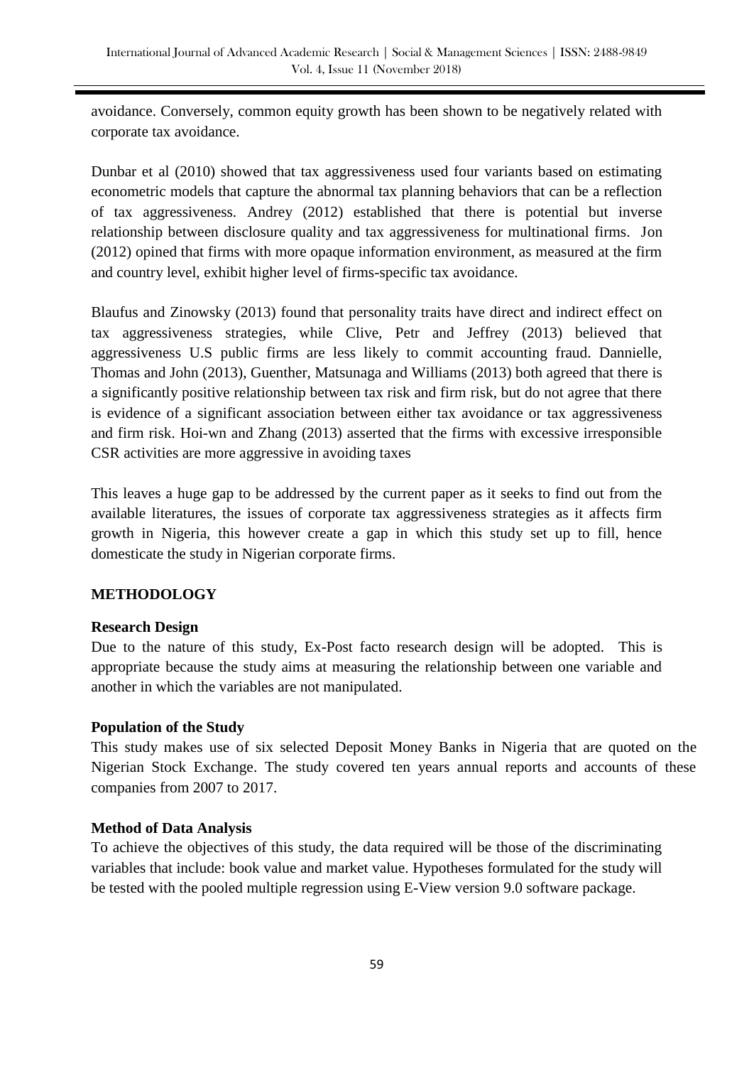avoidance. Conversely, common equity growth has been shown to be negatively related with corporate tax avoidance.

Dunbar et al (2010) showed that tax aggressiveness used four variants based on estimating econometric models that capture the abnormal tax planning behaviors that can be a reflection of tax aggressiveness. Andrey (2012) established that there is potential but inverse relationship between disclosure quality and tax aggressiveness for multinational firms. Jon (2012) opined that firms with more opaque information environment, as measured at the firm and country level, exhibit higher level of firms-specific tax avoidance.

Blaufus and Zinowsky (2013) found that personality traits have direct and indirect effect on tax aggressiveness strategies, while Clive, Petr and Jeffrey (2013) believed that aggressiveness U.S public firms are less likely to commit accounting fraud. Dannielle, Thomas and John (2013), Guenther, Matsunaga and Williams (2013) both agreed that there is a significantly positive relationship between tax risk and firm risk, but do not agree that there is evidence of a significant association between either tax avoidance or tax aggressiveness and firm risk. Hoi-wn and Zhang (2013) asserted that the firms with excessive irresponsible CSR activities are more aggressive in avoiding taxes

This leaves a huge gap to be addressed by the current paper as it seeks to find out from the available literatures, the issues of corporate tax aggressiveness strategies as it affects firm growth in Nigeria, this however create a gap in which this study set up to fill, hence domesticate the study in Nigerian corporate firms.

## METHODOLOGY

### Research Design

Due to the nature of this study, Ex-Post facto research design will be adopted. This is appropriate because the study aims at measuring the relationship between one variable and another in which the variables are not manipulated.

### Population of the Study

This study makes use of six selected Deposit Money Banks in Nigeria that are quoted on the Nigerian Stock Exchange. The study covered ten years annual reports and accounts of these companies from 2007 to 2017.

### Method of Data Analysis

To achieve the objectives of this study, the data required will be those of the discriminating variables that include: book value and market value. Hypotheses formulated for the study will be tested with the pooled multiple regression using E-View version 9.0 software package.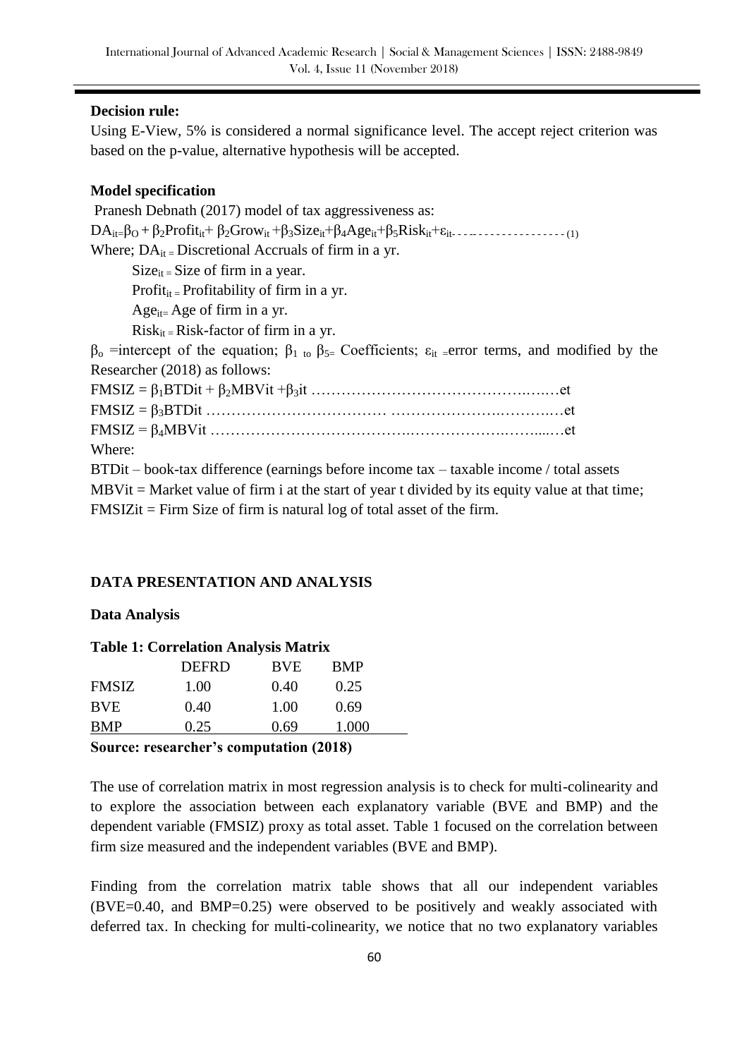**Decision rule:**

Using E-View, 5% is considered a normal significance level. The accept reject criterion was based on the p-value, alternative hypothesis will be accepted.

**Model specification**

Pranesh Debnath (2017) model of tax aggressiveness as:

$DA_{it}=\beta_O+\beta_2Profit_{it}+\beta_2Grow_{it}+\beta_3Size_{it}+\beta_4Age_{it}+\beta_5Risk_{it}+\varepsilon_{it}$- - - -- - - - - - - - - - - - - - - (1)

Where; $DA_{it}$ = Discretional Accruals of firm in a yr.

$Size_{it}$ = Size of firm in a year.

$Profit_{it}$ = Profitability of firm in a yr.

$Age_{it}$ = Age of firm in a yr.

$Risk_{it}$ = Risk-factor of firm in a yr.

$\beta_o$ =intercept of the equation; $\beta_1$ to $\beta_5$ = Coefficients; $\varepsilon_{it}$ =error terms, and modified by the Researcher (2018) as follows:

$FMSIZ = \beta_1 BTDit + \beta_2 MBVit + \beta_3 it$ ……………………………………….….…et

$FMSIZ = \beta_3 BTDit$ ……………………………… ……………………….……….…et

$FMSIZ = \beta_4 MBVit$ ………………………………….…………………….……...…et

Where:

BTDit – book-tax difference (earnings before income tax – taxable income / total assets

MBVit = Market value of firm i at the start of year t divided by its equity value at that time;

FMSIZit = Firm Size of firm is natural log of total asset of the firm.

## DATA PRESENTATION AND ANALYSIS

### Data Analysis

**Table 1: Correlation Analysis Matrix**

| | DEFRD | BVE | BMP |
|---|---|---|---|
| FMSIZ | 1.00 | 0.40 | 0.25 |
| BVE | 0.40 | 1.00 | 0.69 |
| BMP | 0.25 | 0.69 | 1.000 |

**Source: researcher's computation (2018)**

The use of correlation matrix in most regression analysis is to check for multi-colinearity and to explore the association between each explanatory variable (BVE and BMP) and the dependent variable (FMSIZ) proxy as total asset. Table 1 focused on the correlation between firm size measured and the independent variables (BVE and BMP).

Finding from the correlation matrix table shows that all our independent variables (BVE=0.40, and BMP=0.25) were observed to be positively and weakly associated with deferred tax. In checking for multi-colinearity, we notice that no two explanatory variables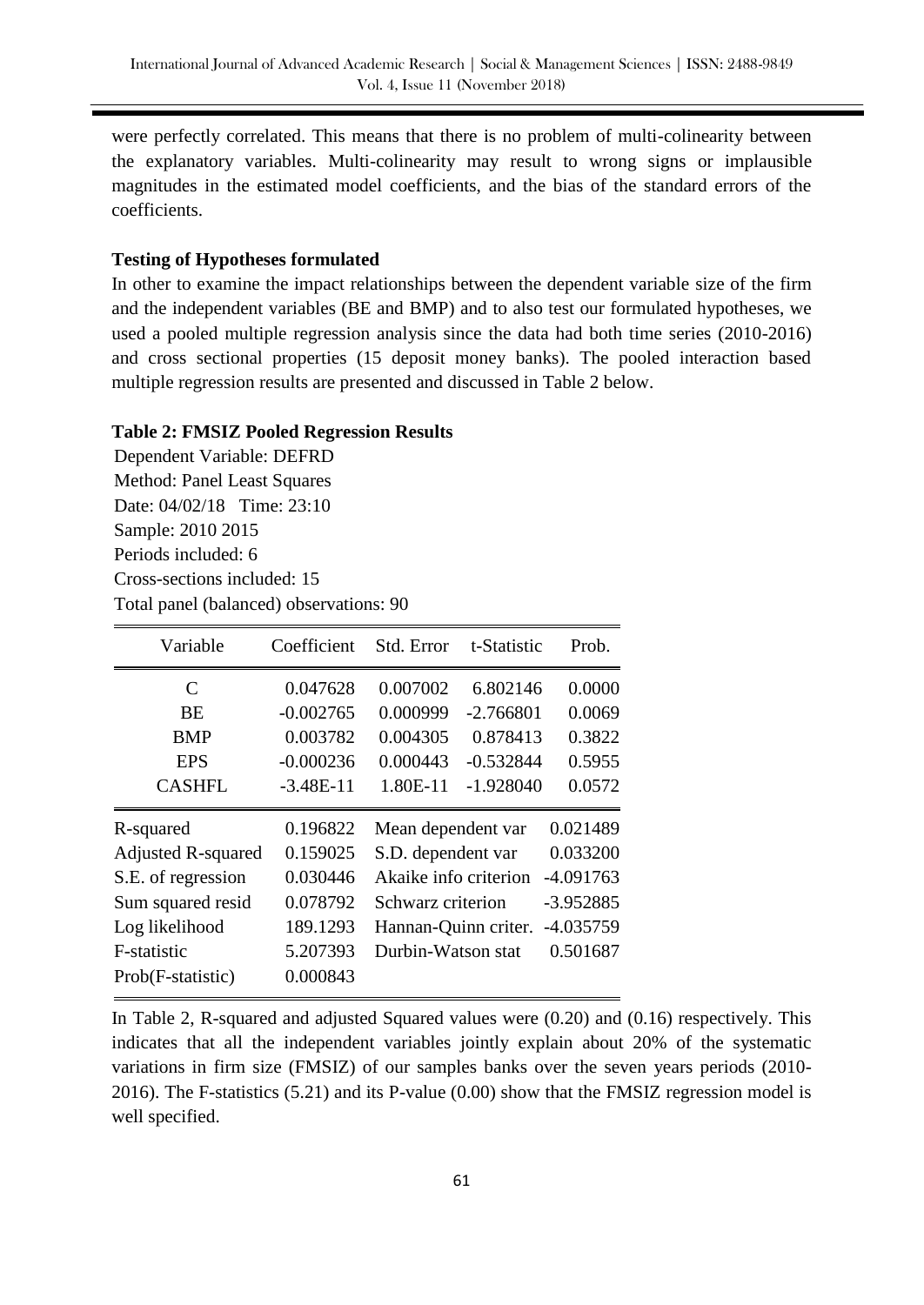were perfectly correlated. This means that there is no problem of multi-colinearity between the explanatory variables. Multi-colinearity may result to wrong signs or implausible magnitudes in the estimated model coefficients, and the bias of the standard errors of the coefficients.

**Testing of Hypotheses formulated**

In other to examine the impact relationships between the dependent variable size of the firm and the independent variables (BE and BMP) and to also test our formulated hypotheses, we used a pooled multiple regression analysis since the data had both time series (2010-2016) and cross sectional properties (15 deposit money banks). The pooled interaction based multiple regression results are presented and discussed in Table 2 below.

**Table 2: FMSIZ Pooled Regression Results**

Dependent Variable: DEFRD
Method: Panel Least Squares
Date: 04/02/18 Time: 23:10
Sample: 2010 2015
Periods included: 6
Cross-sections included: 15
Total panel (balanced) observations: 90

| Variable | Coefficient | Std. Error | t-Statistic | Prob. |
|---|---|---|---|---|
| C | 0.047628 | 0.007002 | 6.802146 | 0.0000 |
| BE | -0.002765 | 0.000999 | -2.766801 | 0.0069 |
| BMP | 0.003782 | 0.004305 | 0.878413 | 0.3822 |
| EPS | -0.000236 | 0.000443 | -0.532844 | 0.5955 |
| CASHFL | -3.48E-11 | 1.80E-11 | -1.928040 | 0.0572 |

| | | | |
|---|---|---|---|
| R-squared | 0.196822 | Mean dependent var | 0.021489 |
| Adjusted R-squared | 0.159025 | S.D. dependent var | 0.033200 |
| S.E. of regression | 0.030446 | Akaike info criterion | -4.091763 |
| Sum squared resid | 0.078792 | Schwarz criterion | -3.952885 |
| Log likelihood | 189.1293 | Hannan-Quinn criter. | -4.035759 |
| F-statistic | 5.207393 | Durbin-Watson stat | 0.501687 |
| Prob(F-statistic) | 0.000843 | | |

In Table 2, R-squared and adjusted Squared values were (0.20) and (0.16) respectively. This indicates that all the independent variables jointly explain about 20% of the systematic variations in firm size (FMSIZ) of our samples banks over the seven years periods (2010-2016). The F-statistics (5.21) and its P-value (0.00) show that the FMSIZ regression model is well specified.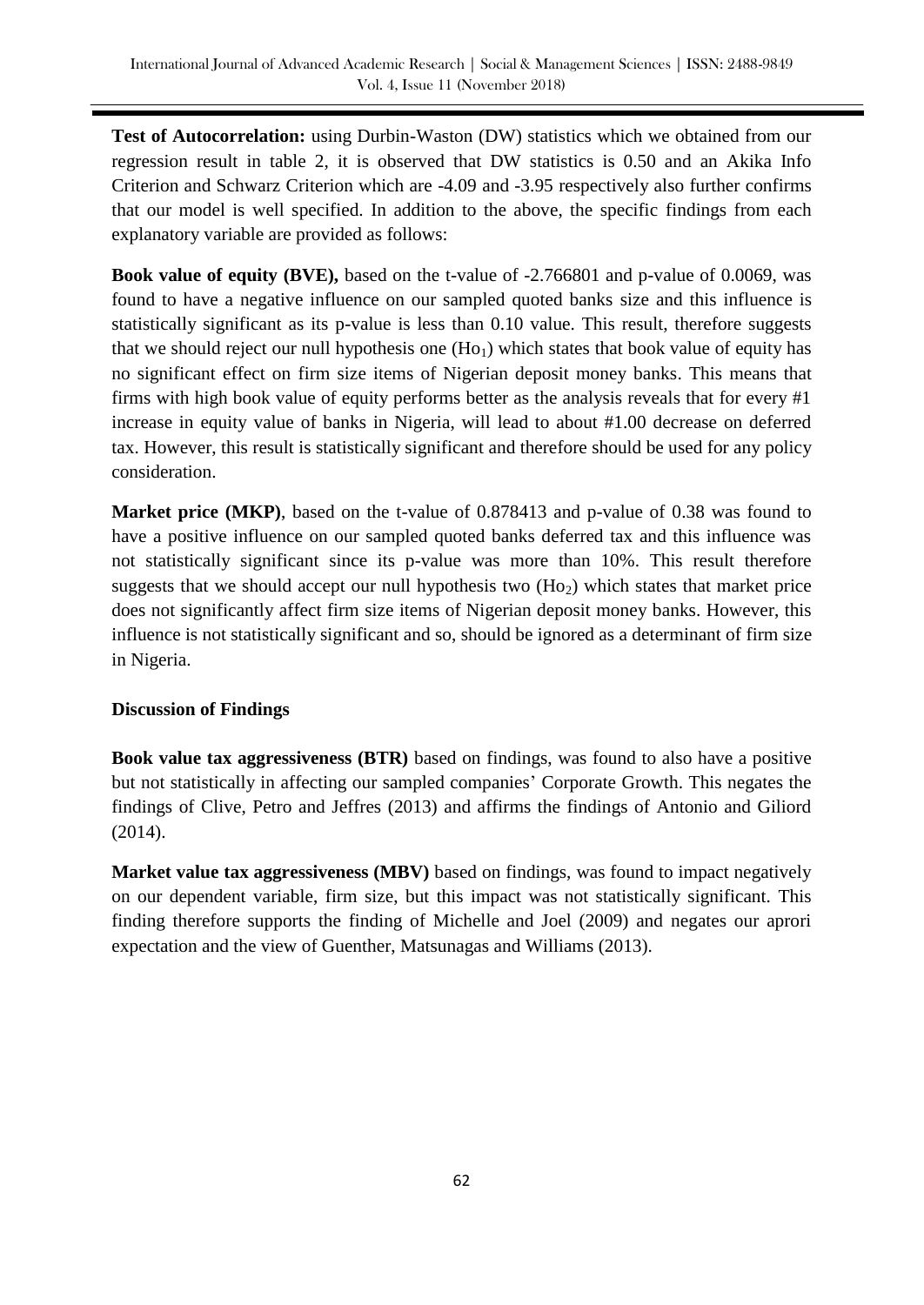**Test of Autocorrelation:** using Durbin-Waston (DW) statistics which we obtained from our regression result in table 2, it is observed that DW statistics is 0.50 and an Akika Info Criterion and Schwarz Criterion which are -4.09 and -3.95 respectively also further confirms that our model is well specified. In addition to the above, the specific findings from each explanatory variable are provided as follows:

**Book value of equity (BVE),** based on the t-value of -2.766801 and p-value of 0.0069, was found to have a negative influence on our sampled quoted banks size and this influence is statistically significant as its p-value is less than 0.10 value. This result, therefore suggests that we should reject our null hypothesis one ($Ho_1$) which states that book value of equity has no significant effect on firm size items of Nigerian deposit money banks. This means that firms with high book value of equity performs better as the analysis reveals that for every #1 increase in equity value of banks in Nigeria, will lead to about #1.00 decrease on deferred tax. However, this result is statistically significant and therefore should be used for any policy consideration.

**Market price (MKP)**, based on the t-value of 0.878413 and p-value of 0.38 was found to have a positive influence on our sampled quoted banks deferred tax and this influence was not statistically significant since its p-value was more than 10%. This result therefore suggests that we should accept our null hypothesis two ($Ho_2$) which states that market price does not significantly affect firm size items of Nigerian deposit money banks. However, this influence is not statistically significant and so, should be ignored as a determinant of firm size in Nigeria.

### Discussion of Findings

**Book value tax aggressiveness (BTR)** based on findings, was found to also have a positive but not statistically in affecting our sampled companies' Corporate Growth. This negates the findings of Clive, Petro and Jeffres (2013) and affirms the findings of Antonio and Giliord (2014).

**Market value tax aggressiveness (MBV)** based on findings, was found to impact negatively on our dependent variable, firm size, but this impact was not statistically significant. This finding therefore supports the finding of Michelle and Joel (2009) and negates our aprori expectation and the view of Guenther, Matsunagas and Williams (2013).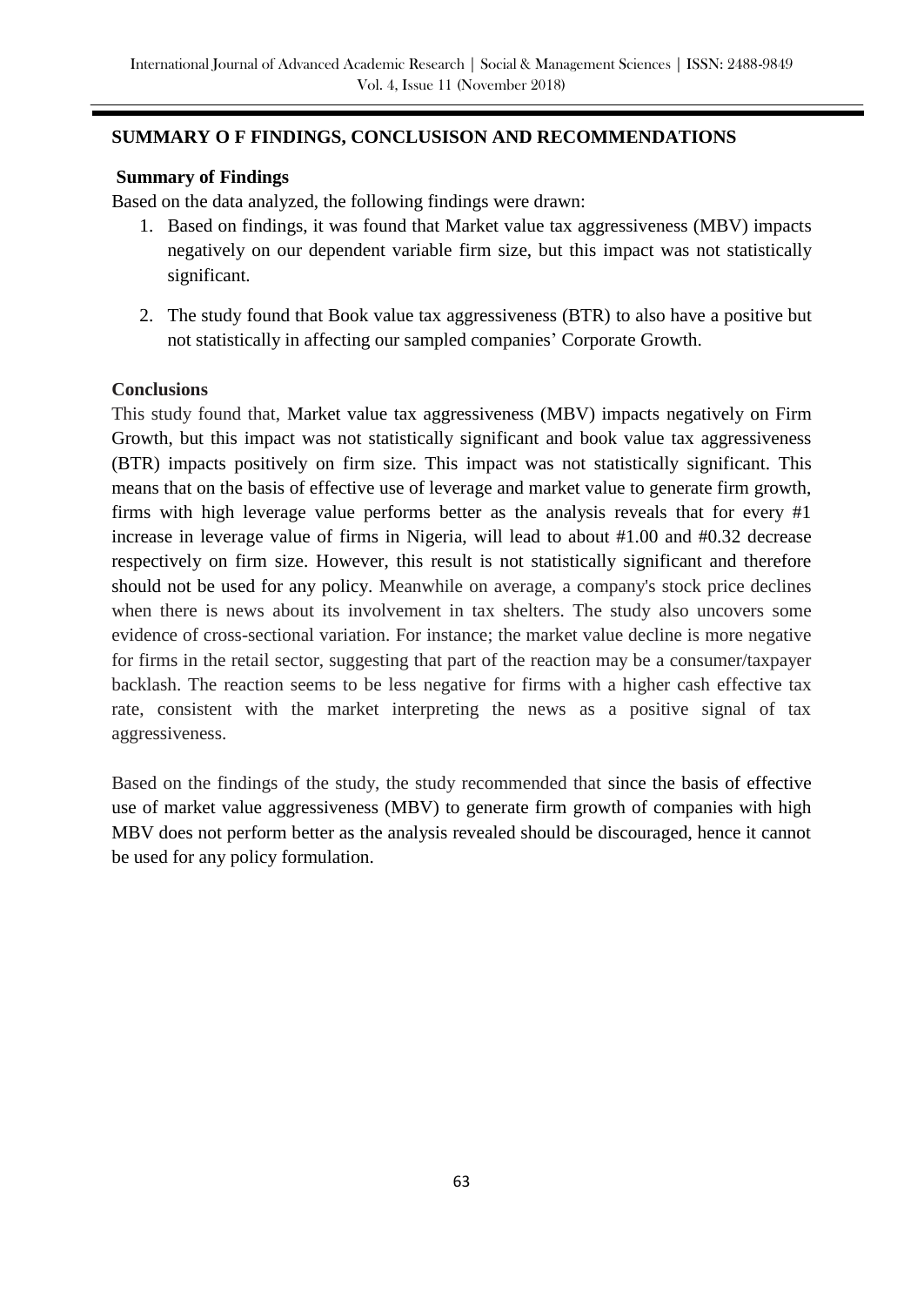## SUMMARY O F FINDINGS, CONCLUSISON AND RECOMMENDATIONS

### Summary of Findings

Based on the data analyzed, the following findings were drawn:

1. Based on findings, it was found that Market value tax aggressiveness (MBV) impacts negatively on our dependent variable firm size, but this impact was not statistically significant.

2. The study found that Book value tax aggressiveness (BTR) to also have a positive but not statistically in affecting our sampled companies' Corporate Growth.

### Conclusions

This study found that, Market value tax aggressiveness (MBV) impacts negatively on Firm Growth, but this impact was not statistically significant and book value tax aggressiveness (BTR) impacts positively on firm size. This impact was not statistically significant. This means that on the basis of effective use of leverage and market value to generate firm growth, firms with high leverage value performs better as the analysis reveals that for every #1 increase in leverage value of firms in Nigeria, will lead to about #1.00 and #0.32 decrease respectively on firm size. However, this result is not statistically significant and therefore should not be used for any policy. Meanwhile on average, a company's stock price declines when there is news about its involvement in tax shelters. The study also uncovers some evidence of cross-sectional variation. For instance; the market value decline is more negative for firms in the retail sector, suggesting that part of the reaction may be a consumer/taxpayer backlash. The reaction seems to be less negative for firms with a higher cash effective tax rate, consistent with the market interpreting the news as a positive signal of tax aggressiveness.

Based on the findings of the study, the study recommended that since the basis of effective use of market value aggressiveness (MBV) to generate firm growth of companies with high MBV does not perform better as the analysis revealed should be discouraged, hence it cannot be used for any policy formulation.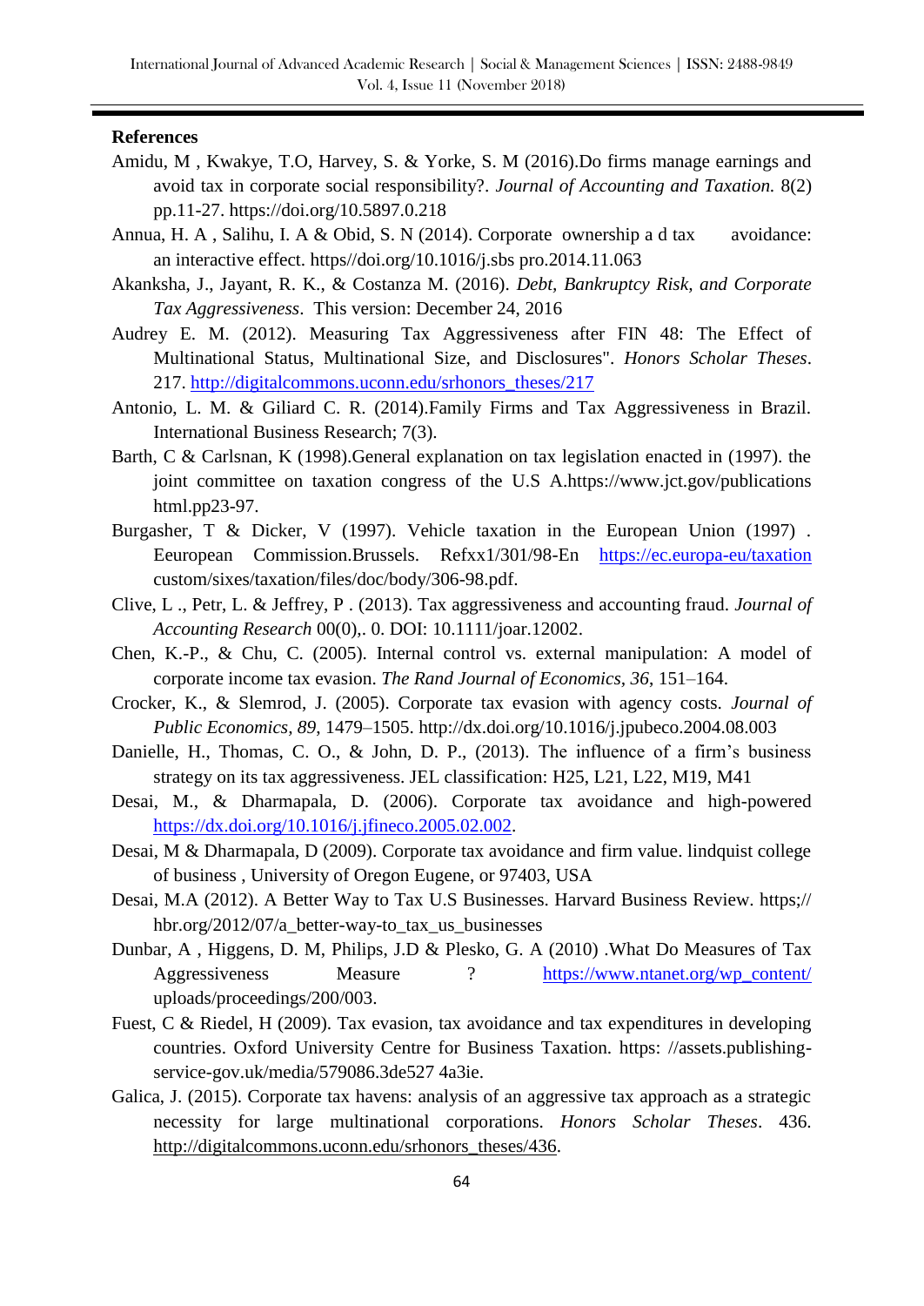## References

Amidu, M , Kwakye, T.O, Harvey, S. & Yorke, S. M (2016).Do firms manage earnings and avoid tax in corporate social responsibility?. *Journal of Accounting and Taxation.* 8(2) pp.11-27. https://doi.org/10.5897.0.218

Annua, H. A , Salihu, I. A & Obid, S. N (2014). Corporate ownership a d tax avoidance: an interactive effect. https//doi.org/10.1016/j.sbs pro.2014.11.063

Akanksha, J., Jayant, R. K., & Costanza M. (2016). *Debt, Bankruptcy Risk, and Corporate Tax Aggressiveness*. This version: December 24, 2016

Audrey E. M. (2012). Measuring Tax Aggressiveness after FIN 48: The Effect of Multinational Status, Multinational Size, and Disclosures". *Honors Scholar Theses*. 217. http://digitalcommons.uconn.edu/srhonors_theses/217

Antonio, L. M. & Giliard C. R. (2014).Family Firms and Tax Aggressiveness in Brazil. International Business Research; 7(3).

Barth, C & Carlsnan, K (1998).General explanation on tax legislation enacted in (1997). the joint committee on taxation congress of the U.S A.https://www.jct.gov/publications html.pp23-97.

Burgasher, T & Dicker, V (1997). Vehicle taxation in the European Union (1997) . Eeuropean Commission.Brussels. Refxx1/301/98-En https://ec.europa-eu/taxation custom/sixes/taxation/files/doc/body/306-98.pdf.

Clive, L ., Petr, L. & Jeffrey, P . (2013). Tax aggressiveness and accounting fraud. *Journal of Accounting Research* 00(0),. 0. DOI: 10.1111/joar.12002.

Chen, K.-P., & Chu, C. (2005). Internal control vs. external manipulation: A model of corporate income tax evasion. *The Rand Journal of Economics*, *36*, 151–164.

Crocker, K., & Slemrod, J. (2005). Corporate tax evasion with agency costs. *Journal of Public Economics*, *89*, 1479–1505. http://dx.doi.org/10.1016/j.jpubeco.2004.08.003

Danielle, H., Thomas, C. O., & John, D. P., (2013). The influence of a firm's business strategy on its tax aggressiveness. JEL classification: H25, L21, L22, M19, M41

Desai, M., & Dharmapala, D. (2006). Corporate tax avoidance and high-powered https://dx.doi.org/10.1016/j.jfineco.2005.02.002.

Desai, M & Dharmapala, D (2009). Corporate tax avoidance and firm value. lindquist college of business , University of Oregon Eugene, or 97403, USA

Desai, M.A (2012). A Better Way to Tax U.S Businesses. Harvard Business Review. https;// hbr.org/2012/07/a_better-way-to_tax_us_businesses

Dunbar, A , Higgens, D. M, Philips, J.D & Plesko, G. A (2010) .What Do Measures of Tax Aggressiveness Measure ? https://www.ntanet.org/wp_content/ uploads/proceedings/200/003.

Fuest, C & Riedel, H (2009). Tax evasion, tax avoidance and tax expenditures in developing countries. Oxford University Centre for Business Taxation. https: //assets.publishing-service-gov.uk/media/579086.3de527 4a3ie.

Galica, J. (2015). Corporate tax havens: analysis of an aggressive tax approach as a strategic necessity for large multinational corporations. *Honors Scholar Theses*. 436. http://digitalcommons.uconn.edu/srhonors_theses/436.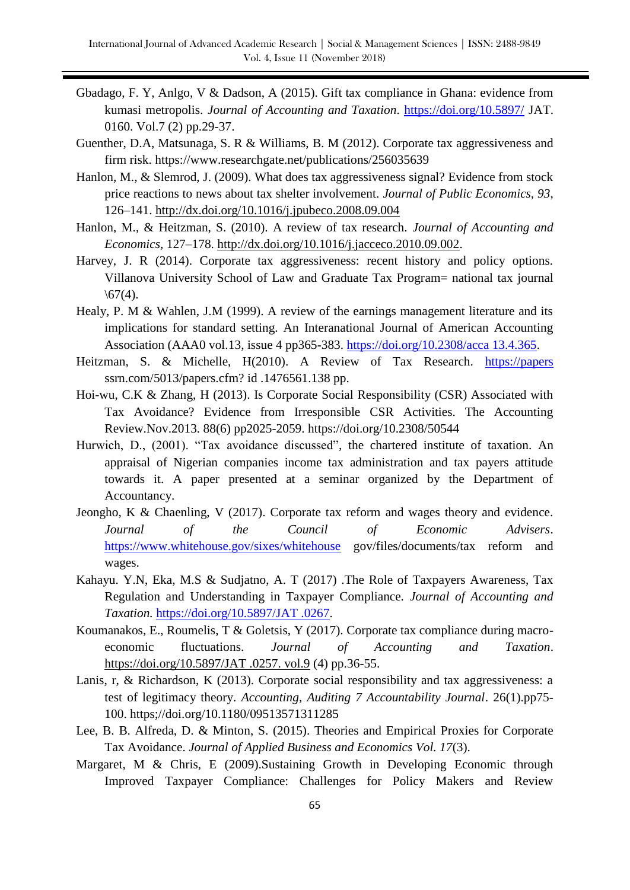Gbadago, F. Y, Anlgo, V & Dadson, A (2015). Gift tax compliance in Ghana: evidence from kumasi metropolis. *Journal of Accounting and Taxation*. https://doi.org/10.5897/ JAT. 0160. Vol.7 (2) pp.29-37.

Guenther, D.A, Matsunaga, S. R & Williams, B. M (2012). Corporate tax aggressiveness and firm risk. https://www.researchgate.net/publications/256035639

Hanlon, M., & Slemrod, J. (2009). What does tax aggressiveness signal? Evidence from stock price reactions to news about tax shelter involvement. *Journal of Public Economics, 93*, 126–141. http://dx.doi.org/10.1016/j.jpubeco.2008.09.004

Hanlon, M., & Heitzman, S. (2010). A review of tax research. *Journal of Accounting and Economics*, 127–178. http://dx.doi.org/10.1016/j.jacceco.2010.09.002.

Harvey, J. R (2014). Corporate tax aggressiveness: recent history and policy options. Villanova University School of Law and Graduate Tax Program= national tax journal \67(4).

Healy, P. M & Wahlen, J.M (1999). A review of the earnings management literature and its implications for standard setting. An Interanational Journal of American Accounting Association (AAA0 vol.13, issue 4 pp365-383. https://doi.org/10.2308/acca 13.4.365.

Heitzman, S. & Michelle, H(2010). A Review of Tax Research. https://papers ssrn.com/5013/papers.cfm? id .1476561.138 pp.

Hoi-wu, C.K & Zhang, H (2013). Is Corporate Social Responsibility (CSR) Associated with Tax Avoidance? Evidence from Irresponsible CSR Activities. The Accounting Review.Nov.2013. 88(6) pp2025-2059. https://doi.org/10.2308/50544

Hurwich, D., (2001). "Tax avoidance discussed", the chartered institute of taxation. An appraisal of Nigerian companies income tax administration and tax payers attitude towards it. A paper presented at a seminar organized by the Department of Accountancy.

Jeongho, K & Chaenling, V (2017). Corporate tax reform and wages theory and evidence. *Journal of the Council of Economic Advisers*. https://www.whitehouse.gov/sixes/whitehouse gov/files/documents/tax reform and wages.

Kahayu. Y.N, Eka, M.S & Sudjatno, A. T (2017) .The Role of Taxpayers Awareness, Tax Regulation and Understanding in Taxpayer Compliance. *Journal of Accounting and Taxation.* https://doi.org/10.5897/JAT .0267.

Koumanakos, E., Roumelis, T & Goletsis, Y (2017). Corporate tax compliance during macro-economic fluctuations. *Journal of Accounting and Taxation*. https://doi.org/10.5897/JAT .0257. vol.9 (4) pp.36-55.

Lanis, r, & Richardson, K (2013). Corporate social responsibility and tax aggressiveness: a test of legitimacy theory. *Accounting, Auditing 7 Accountability Journal*. 26(1).pp75-100. https;//doi.org/10.1180/09513571311285

Lee, B. B. Alfreda, D. & Minton, S. (2015). Theories and Empirical Proxies for Corporate Tax Avoidance. *Journal of Applied Business and Economics Vol. 17*(3).

Margaret, M & Chris, E (2009).Sustaining Growth in Developing Economic through Improved Taxpayer Compliance: Challenges for Policy Makers and Review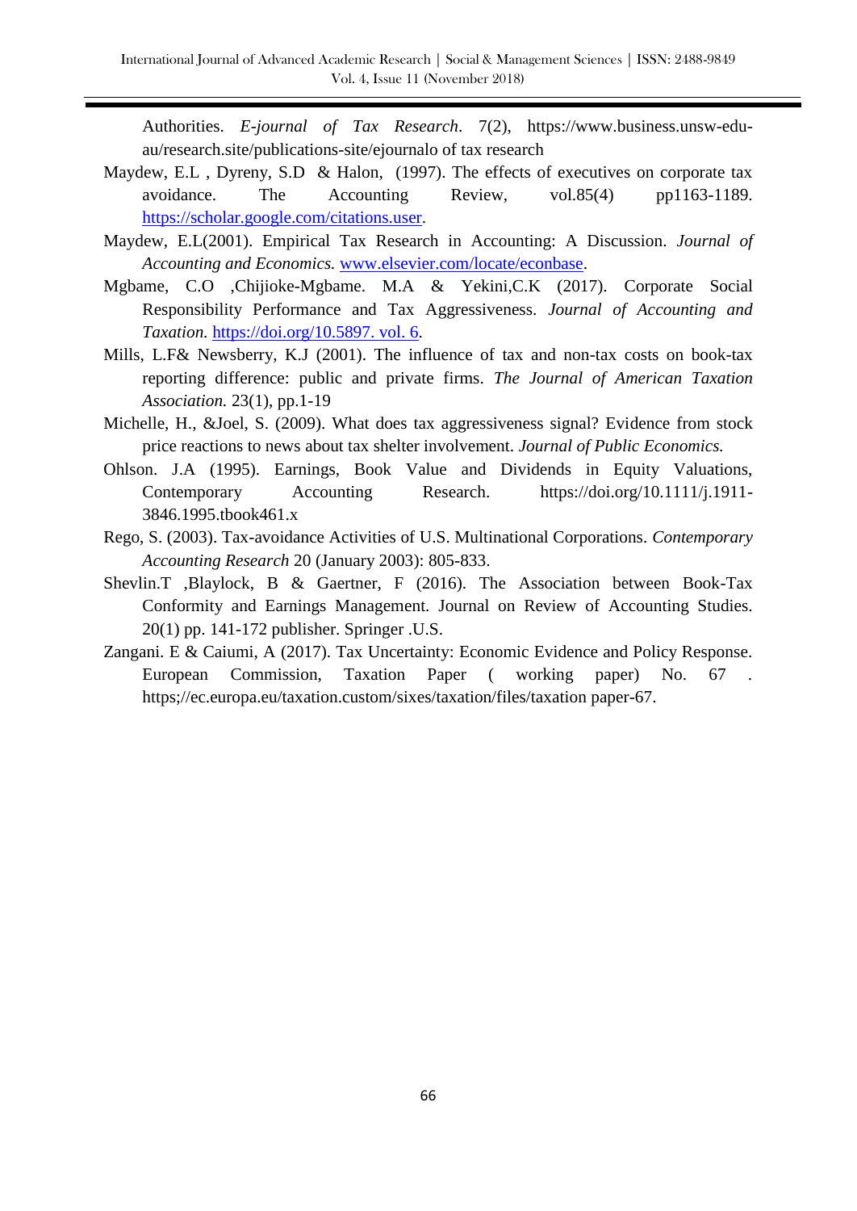Authorities. *E-journal of Tax Research*. 7(2), https://www.business.unsw-edu-au/research.site/publications-site/ejournalo of tax research

Maydew, E.L , Dyreny, S.D & Halon, (1997). The effects of executives on corporate tax avoidance. The Accounting Review, vol.85(4) pp1163-1189. https://scholar.google.com/citations.user.

Maydew, E.L(2001). Empirical Tax Research in Accounting: A Discussion. *Journal of Accounting and Economics.* www.elsevier.com/locate/econbase.

Mgbame, C.O ,Chijioke-Mgbame. M.A & Yekini,C.K (2017). Corporate Social Responsibility Performance and Tax Aggressiveness. *Journal of Accounting and Taxation.* https://doi.org/10.5897. vol. 6.

Mills, L.F& Newsberry, K.J (2001). The influence of tax and non-tax costs on book-tax reporting difference: public and private firms. *The Journal of American Taxation Association.* 23(1), pp.1-19

Michelle, H., &Joel, S. (2009). What does tax aggressiveness signal? Evidence from stock price reactions to news about tax shelter involvement. *Journal of Public Economics.*

Ohlson. J.A (1995). Earnings, Book Value and Dividends in Equity Valuations, Contemporary Accounting Research. https://doi.org/10.1111/j.1911-3846.1995.tbook461.x

Rego, S. (2003). Tax-avoidance Activities of U.S. Multinational Corporations. *Contemporary Accounting Research* 20 (January 2003): 805-833.

Shevlin.T ,Blaylock, B & Gaertner, F (2016). The Association between Book-Tax Conformity and Earnings Management. Journal on Review of Accounting Studies. 20(1) pp. 141-172 publisher. Springer .U.S.

Zangani. E & Caiumi, A (2017). Tax Uncertainty: Economic Evidence and Policy Response. European Commission, Taxation Paper ( working paper) No. 67 . https;//ec.europa.eu/taxation.custom/sixes/taxation/files/taxation paper-67.